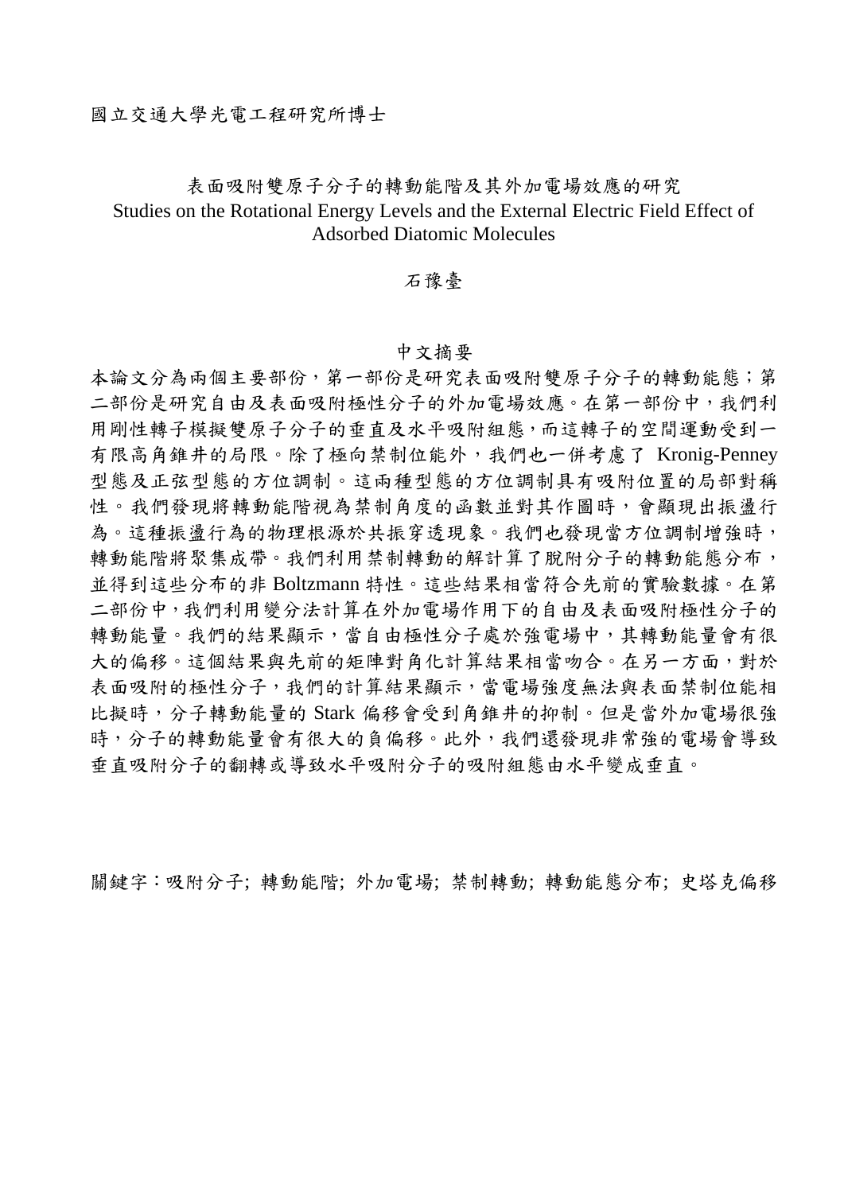國立交通大學光電工程研究所博士

# 表面吸附雙原子分子的轉動能階及其外加電場效應的研究

# Studies on the Rotational Energy Levels and the External Electric Field Effect of Adsorbed Diatomic Molecules

石豫臺

## 中文摘要

本論文分為兩個主要部份，第一部份是研究表面吸附雙原子分子的轉動能態；第二部份是研究自由及表面吸附極性分子的外加電場效應。在第一部份中，我們利用剛性轉子模擬雙原子分子的垂直及水平吸附組態，而這轉子的空間運動受到一有限高角錐井的局限。除了極向禁制位能外，我們也一併考慮了 Kronig-Penney 型態及正弦型態的方位調制。這兩種型態的方位調制具有吸附位置的局部對稱性。我們發現將轉動能階視為禁制角度的函數並對其作圖時，會顯現出振盪行為。這種振盪行為的物理根源於共振穿透現象。我們也發現當方位調制增強時，轉動能階將聚集成帶。我們利用禁制轉動的解計算了脫附分子的轉動能態分布，並得到這些分布的非 Boltzmann 特性。這些結果相當符合先前的實驗數據。在第二部份中，我們利用變分法計算在外加電場作用下的自由及表面吸附極性分子的轉動能量。我們的結果顯示，當自由極性分子處於強電場中，其轉動能量會有很大的偏移。這個結果與先前的矩陣對角化計算結果相當吻合。在另一方面，對於表面吸附的極性分子，我們的計算結果顯示，當電場強度無法與表面禁制位能相比擬時，分子轉動能量的 Stark 偏移會受到角錐井的抑制。但是當外加電場很強時，分子的轉動能量會有很大的負偏移。此外，我們還發現非常強的電場會導致垂直吸附分子的翻轉或導致水平吸附分子的吸附組態由水平變成垂直。

關鍵字：吸附分子; 轉動能階; 外加電場; 禁制轉動; 轉動能態分布; 史塔克偏移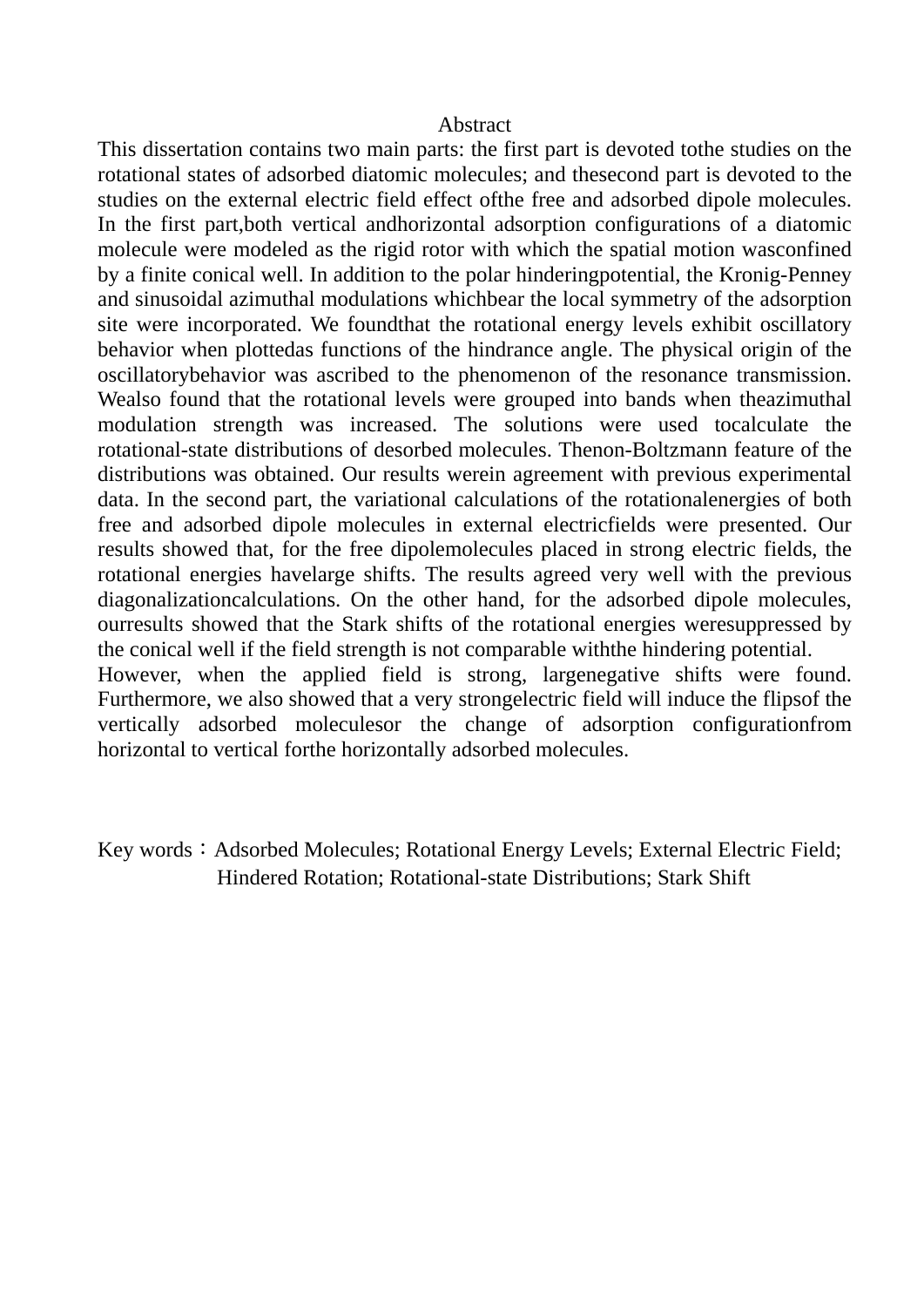# Abstract

This dissertation contains two main parts: the first part is devoted tothe studies on the rotational states of adsorbed diatomic molecules; and thesecond part is devoted to the studies on the external electric field effect ofthe free and adsorbed dipole molecules. In the first part,both vertical andhorizontal adsorption configurations of a diatomic molecule were modeled as the rigid rotor with which the spatial motion wasconfined by a finite conical well. In addition to the polar hinderingpotential, the Kronig-Penney and sinusoidal azimuthal modulations whichbear the local symmetry of the adsorption site were incorporated. We foundthat the rotational energy levels exhibit oscillatory behavior when plottedas functions of the hindrance angle. The physical origin of the oscillatorybehavior was ascribed to the phenomenon of the resonance transmission. Wealso found that the rotational levels were grouped into bands when theazimuthal modulation strength was increased. The solutions were used tocalculate the rotational-state distributions of desorbed molecules. Thenon-Boltzmann feature of the distributions was obtained. Our results werein agreement with previous experimental data. In the second part, the variational calculations of the rotationalenergies of both free and adsorbed dipole molecules in external electricfields were presented. Our results showed that, for the free dipolemolecules placed in strong electric fields, the rotational energies havelarge shifts. The results agreed very well with the previous diagonalizationcalculations. On the other hand, for the adsorbed dipole molecules, ourresults showed that the Stark shifts of the rotational energies weresuppressed by the conical well if the field strength is not comparable withthe hindering potential.

However, when the applied field is strong, largenegative shifts were found. Furthermore, we also showed that a very strongelectric field will induce the flipsof the vertically adsorbed moleculesor the change of adsorption configurationfrom horizontal to vertical forthe horizontally adsorbed molecules.

Key words：Adsorbed Molecules; Rotational Energy Levels; External Electric Field; Hindered Rotation; Rotational-state Distributions; Stark Shift